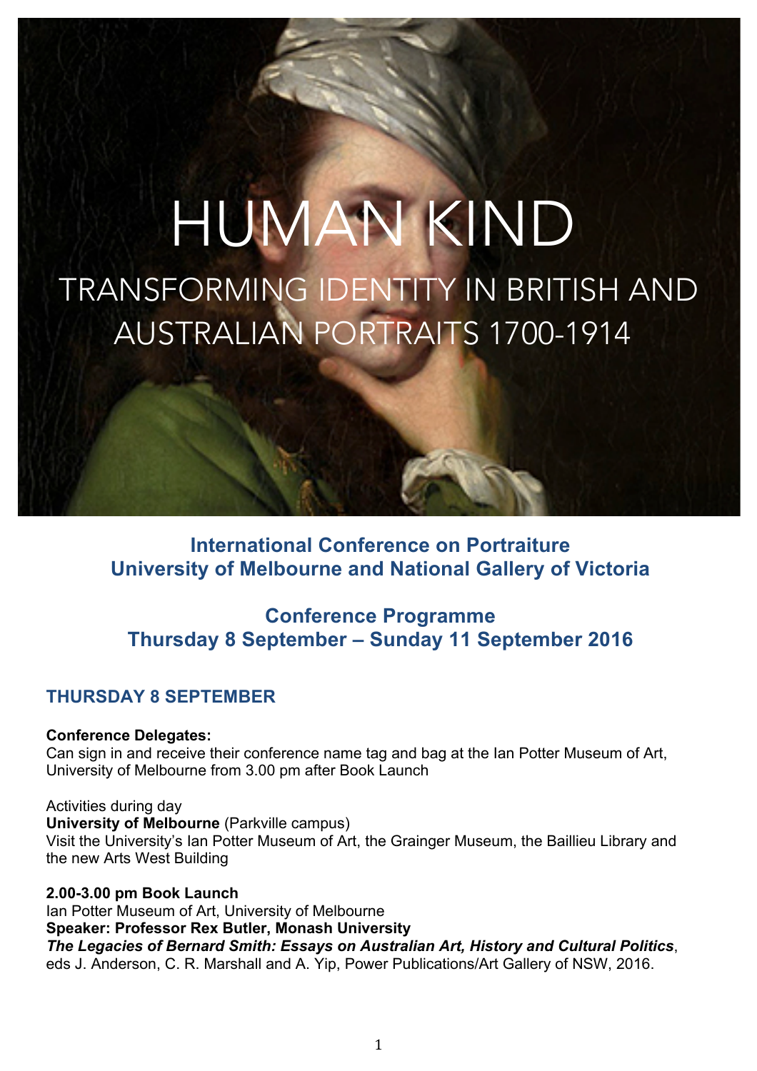# HUMAN KIND

## TRANSFORMING IDENTITY IN BRITISH AND AUSTRALIAN PORTRAITS 1700-1914

**International Conference on Portraiture**
**University of Melbourne and National Gallery of Victoria**

**Conference Programme**
**Thursday 8 September – Sunday 11 September 2016**

## THURSDAY 8 SEPTEMBER

**Conference Delegates:**
Can sign in and receive their conference name tag and bag at the Ian Potter Museum of Art, University of Melbourne from 3.00 pm after Book Launch

Activities during day
**University of Melbourne** (Parkville campus)
Visit the University's Ian Potter Museum of Art, the Grainger Museum, the Baillieu Library and the new Arts West Building

**2.00-3.00 pm Book Launch**
Ian Potter Museum of Art, University of Melbourne
**Speaker: Professor Rex Butler, Monash University**
***The Legacies of Bernard Smith: Essays on Australian Art, History and Cultural Politics***, eds J. Anderson, C. R. Marshall and A. Yip, Power Publications/Art Gallery of NSW, 2016.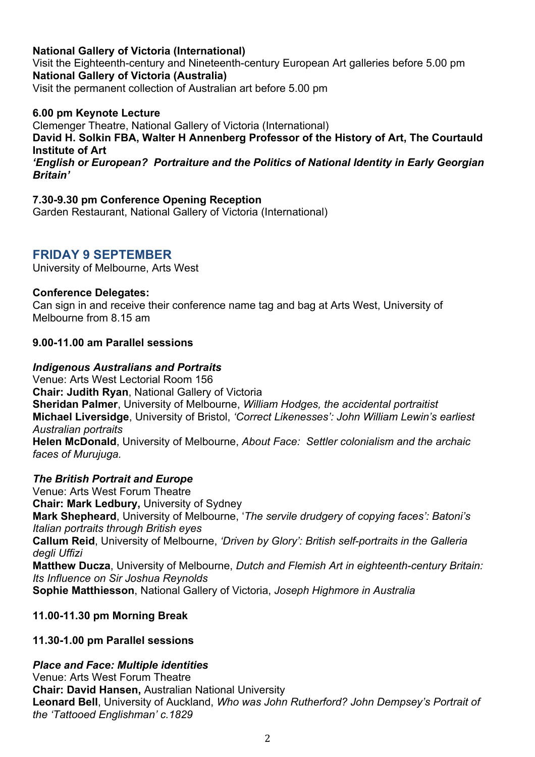**National Gallery of Victoria (International)**
Visit the Eighteenth-century and Nineteenth-century European Art galleries before 5.00 pm
**National Gallery of Victoria (Australia)**
Visit the permanent collection of Australian art before 5.00 pm

**6.00 pm Keynote Lecture**
Clemenger Theatre, National Gallery of Victoria (International)
**David H. Solkin FBA, Walter H Annenberg Professor of the History of Art, The Courtauld Institute of Art**
***'English or European? Portraiture and the Politics of National Identity in Early Georgian Britain'***

**7.30-9.30 pm Conference Opening Reception**
Garden Restaurant, National Gallery of Victoria (International)

## FRIDAY 9 SEPTEMBER

University of Melbourne, Arts West

**Conference Delegates:**
Can sign in and receive their conference name tag and bag at Arts West, University of Melbourne from 8.15 am

**9.00-11.00 am Parallel sessions**

***Indigenous Australians and Portraits***
Venue: Arts West Lectorial Room 156
**Chair: Judith Ryan**, National Gallery of Victoria
**Sheridan Palmer**, University of Melbourne, *William Hodges, the accidental portraitist*
**Michael Liversidge**, University of Bristol, *'Correct Likenesses': John William Lewin's earliest Australian portraits*
**Helen McDonald**, University of Melbourne, *About Face: Settler colonialism and the archaic faces of Murujuga.*

***The British Portrait and Europe***
Venue: Arts West Forum Theatre
**Chair: Mark Ledbury,** University of Sydney
**Mark Shepheard**, University of Melbourne, '*The servile drudgery of copying faces': Batoni's Italian portraits through British eyes*
**Callum Reid**, University of Melbourne, *'Driven by Glory': British self-portraits in the Galleria degli Uffizi*
**Matthew Ducza**, University of Melbourne, *Dutch and Flemish Art in eighteenth-century Britain: Its Influence on Sir Joshua Reynolds*
**Sophie Matthiesson**, National Gallery of Victoria, *Joseph Highmore in Australia*

**11.00-11.30 pm Morning Break**

**11.30-1.00 pm Parallel sessions**

***Place and Face: Multiple identities***
Venue: Arts West Forum Theatre
**Chair: David Hansen,** Australian National University
**Leonard Bell**, University of Auckland, *Who was John Rutherford? John Dempsey's Portrait of the 'Tattooed Englishman' c.1829*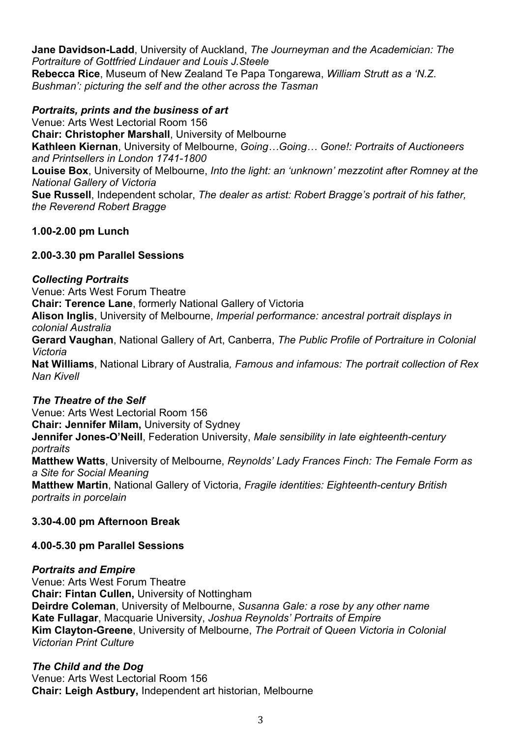**Jane Davidson-Ladd**, University of Auckland, *The Journeyman and the Academician: The Portraiture of Gottfried Lindauer and Louis J.Steele*
**Rebecca Rice**, Museum of New Zealand Te Papa Tongarewa, *William Strutt as a 'N.Z. Bushman': picturing the self and the other across the Tasman*

### *Portraits, prints and the business of art*

Venue: Arts West Lectorial Room 156
**Chair: Christopher Marshall**, University of Melbourne
**Kathleen Kiernan**, University of Melbourne, *Going…Going… Gone!: Portraits of Auctioneers and Printsellers in London 1741-1800*
**Louise Box**, University of Melbourne, *Into the light: an 'unknown' mezzotint after Romney at the National Gallery of Victoria*
**Sue Russell**, Independent scholar, *The dealer as artist: Robert Bragge's portrait of his father, the Reverend Robert Bragge*

**1.00-2.00 pm Lunch**

**2.00-3.30 pm Parallel Sessions**

### *Collecting Portraits*

Venue: Arts West Forum Theatre
**Chair: Terence Lane**, formerly National Gallery of Victoria
**Alison Inglis**, University of Melbourne, *Imperial performance: ancestral portrait displays in colonial Australia*
**Gerard Vaughan**, National Gallery of Art, Canberra, *The Public Profile of Portraiture in Colonial Victoria*
**Nat Williams**, National Library of Australia*, Famous and infamous: The portrait collection of Rex Nan Kivell*

### *The Theatre of the Self*

Venue: Arts West Lectorial Room 156
**Chair: Jennifer Milam,** University of Sydney
**Jennifer Jones-O'Neill**, Federation University, *Male sensibility in late eighteenth-century portraits*
**Matthew Watts**, University of Melbourne, *Reynolds' Lady Frances Finch: The Female Form as a Site for Social Meaning*
**Matthew Martin**, National Gallery of Victoria, *Fragile identities: Eighteenth-century British portraits in porcelain*

**3.30-4.00 pm Afternoon Break**

**4.00-5.30 pm Parallel Sessions**

### *Portraits and Empire*

Venue: Arts West Forum Theatre
**Chair: Fintan Cullen,** University of Nottingham
**Deirdre Coleman**, University of Melbourne, *Susanna Gale: a rose by any other name*
**Kate Fullagar**, Macquarie University, *Joshua Reynolds' Portraits of Empire*
**Kim Clayton-Greene**, University of Melbourne, *The Portrait of Queen Victoria in Colonial Victorian Print Culture*

### *The Child and the Dog*

Venue: Arts West Lectorial Room 156
**Chair: Leigh Astbury,** Independent art historian, Melbourne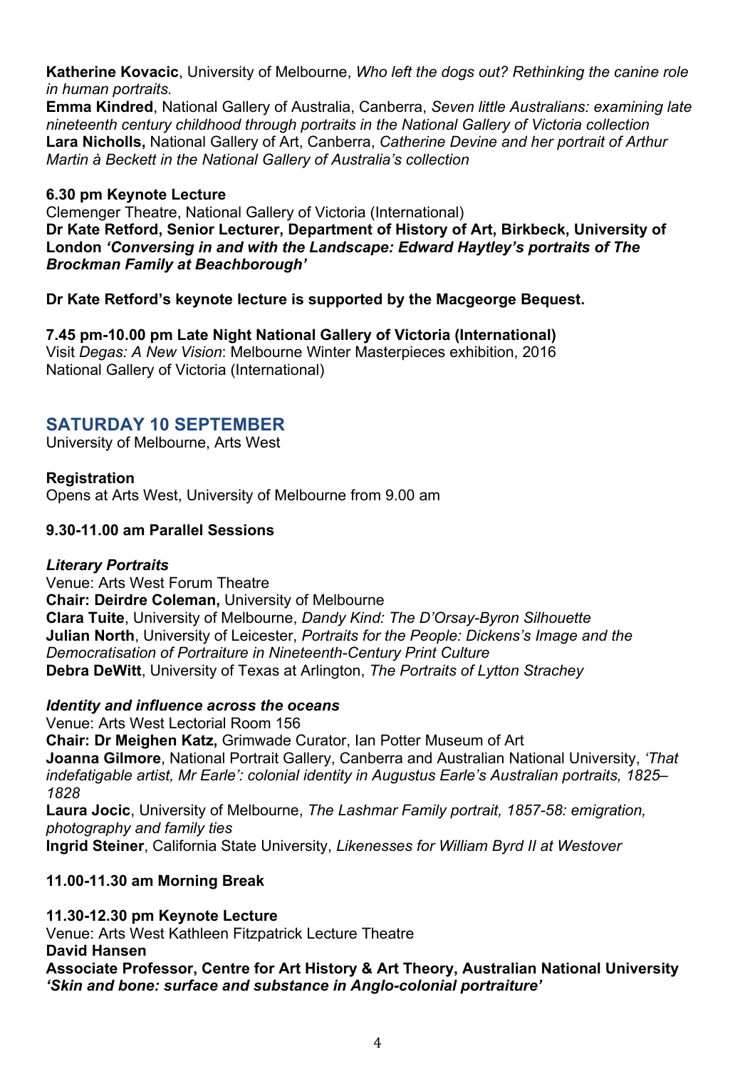**Katherine Kovacic**, University of Melbourne, *Who left the dogs out? Rethinking the canine role in human portraits.*
**Emma Kindred**, National Gallery of Australia, Canberra, *Seven little Australians: examining late nineteenth century childhood through portraits in the National Gallery of Victoria collection*
**Lara Nicholls,** National Gallery of Art, Canberra, *Catherine Devine and her portrait of Arthur Martin à Beckett in the National Gallery of Australia's collection*

**6.30 pm Keynote Lecture**
Clemenger Theatre, National Gallery of Victoria (International)
**Dr Kate Retford, Senior Lecturer, Department of History of Art, Birkbeck, University of London *'Conversing in and with the Landscape: Edward Haytley's portraits of The Brockman Family at Beachborough'***

**Dr Kate Retford's keynote lecture is supported by the Macgeorge Bequest.**

**7.45 pm-10.00 pm Late Night National Gallery of Victoria (International)**
Visit *Degas: A New Vision*: Melbourne Winter Masterpieces exhibition, 2016
National Gallery of Victoria (International)

## SATURDAY 10 SEPTEMBER

University of Melbourne, Arts West

**Registration**
Opens at Arts West, University of Melbourne from 9.00 am

**9.30-11.00 am Parallel Sessions**

***Literary Portraits***
Venue: Arts West Forum Theatre
**Chair: Deirdre Coleman,** University of Melbourne
**Clara Tuite**, University of Melbourne, *Dandy Kind: The D'Orsay-Byron Silhouette*
**Julian North**, University of Leicester, *Portraits for the People: Dickens's Image and the Democratisation of Portraiture in Nineteenth-Century Print Culture*
**Debra DeWitt**, University of Texas at Arlington, *The Portraits of Lytton Strachey*

***Identity and influence across the oceans***
Venue: Arts West Lectorial Room 156
**Chair: Dr Meighen Katz,** Grimwade Curator, Ian Potter Museum of Art
**Joanna Gilmore**, National Portrait Gallery, Canberra and Australian National University, *'That indefatigable artist, Mr Earle': colonial identity in Augustus Earle's Australian portraits, 1825–1828*
**Laura Jocic**, University of Melbourne, *The Lashmar Family portrait, 1857-58: emigration, photography and family ties*
**Ingrid Steiner**, California State University, *Likenesses for William Byrd II at Westover*

**11.00-11.30 am Morning Break**

**11.30-12.30 pm Keynote Lecture**
Venue: Arts West Kathleen Fitzpatrick Lecture Theatre
**David Hansen**
**Associate Professor, Centre for Art History & Art Theory, Australian National University**
***'Skin and bone: surface and substance in Anglo-colonial portraiture'***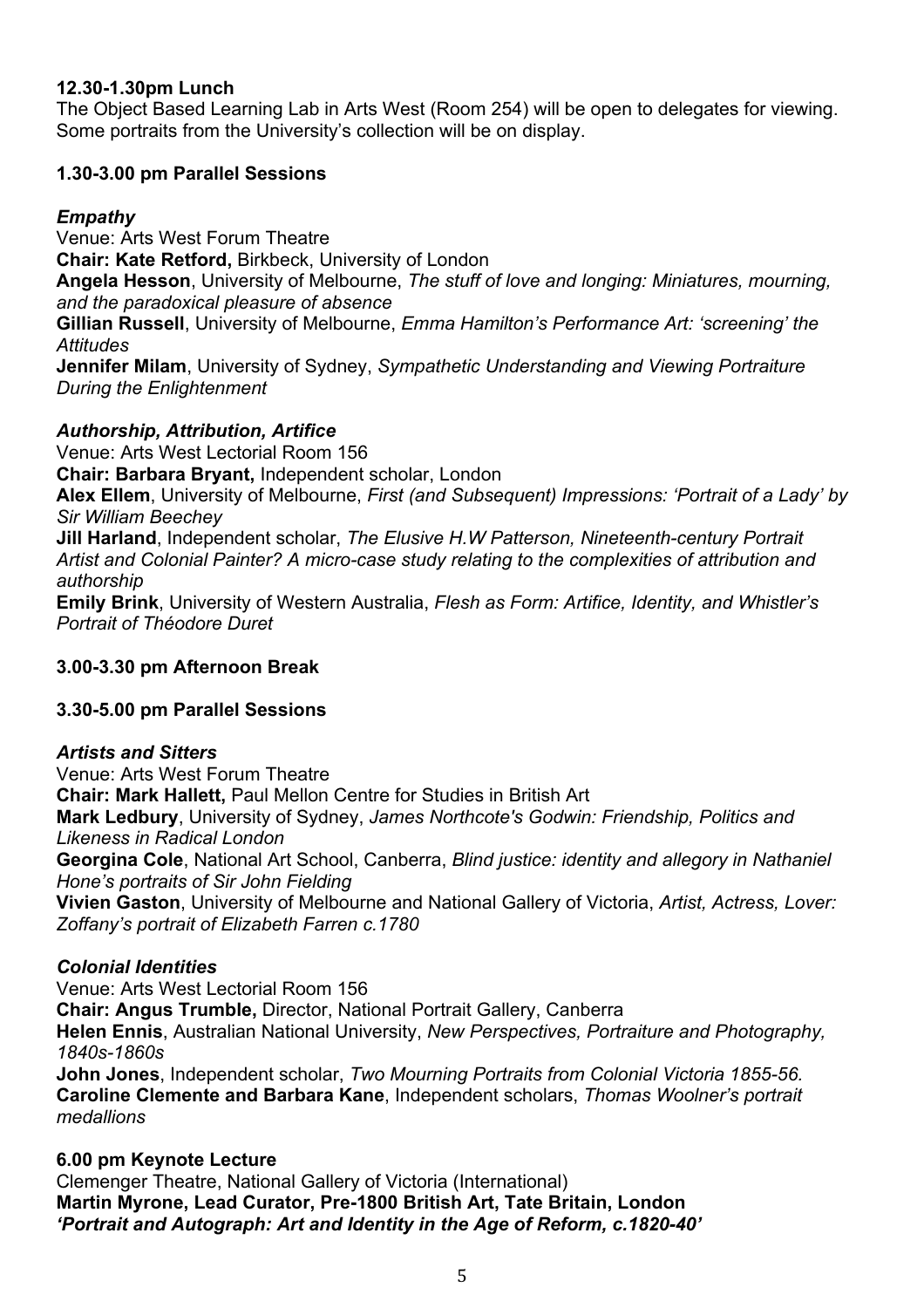**12.30-1.30pm Lunch**

The Object Based Learning Lab in Arts West (Room 254) will be open to delegates for viewing. Some portraits from the University's collection will be on display.

**1.30-3.00 pm Parallel Sessions**

***Empathy***

Venue: Arts West Forum Theatre

**Chair: Kate Retford,** Birkbeck, University of London

**Angela Hesson**, University of Melbourne, *The stuff of love and longing: Miniatures, mourning, and the paradoxical pleasure of absence*

**Gillian Russell**, University of Melbourne, *Emma Hamilton's Performance Art: 'screening' the Attitudes*

**Jennifer Milam**, University of Sydney, *Sympathetic Understanding and Viewing Portraiture During the Enlightenment*

***Authorship, Attribution, Artifice***

Venue: Arts West Lectorial Room 156

**Chair: Barbara Bryant,** Independent scholar, London

**Alex Ellem**, University of Melbourne, *First (and Subsequent) Impressions: 'Portrait of a Lady' by Sir William Beechey*

**Jill Harland**, Independent scholar, *The Elusive H.W Patterson, Nineteenth-century Portrait Artist and Colonial Painter? A micro-case study relating to the complexities of attribution and authorship*

**Emily Brink**, University of Western Australia, *Flesh as Form: Artifice, Identity, and Whistler's Portrait of Théodore Duret*

**3.00-3.30 pm Afternoon Break**

**3.30-5.00 pm Parallel Sessions**

***Artists and Sitters***

Venue: Arts West Forum Theatre

**Chair: Mark Hallett,** Paul Mellon Centre for Studies in British Art

**Mark Ledbury**, University of Sydney, *James Northcote's Godwin: Friendship, Politics and Likeness in Radical London*

**Georgina Cole**, National Art School, Canberra, *Blind justice: identity and allegory in Nathaniel Hone's portraits of Sir John Fielding*

**Vivien Gaston**, University of Melbourne and National Gallery of Victoria, *Artist, Actress, Lover: Zoffany's portrait of Elizabeth Farren c.1780*

***Colonial Identities***

Venue: Arts West Lectorial Room 156

**Chair: Angus Trumble,** Director, National Portrait Gallery, Canberra

**Helen Ennis**, Australian National University, *New Perspectives, Portraiture and Photography, 1840s-1860s*

**John Jones**, Independent scholar, *Two Mourning Portraits from Colonial Victoria 1855-56.*

**Caroline Clemente and Barbara Kane**, Independent scholars, *Thomas Woolner's portrait medallions*

**6.00 pm Keynote Lecture**

Clemenger Theatre, National Gallery of Victoria (International)

**Martin Myrone, Lead Curator, Pre-1800 British Art, Tate Britain, London**

***'Portrait and Autograph: Art and Identity in the Age of Reform, c.1820-40'***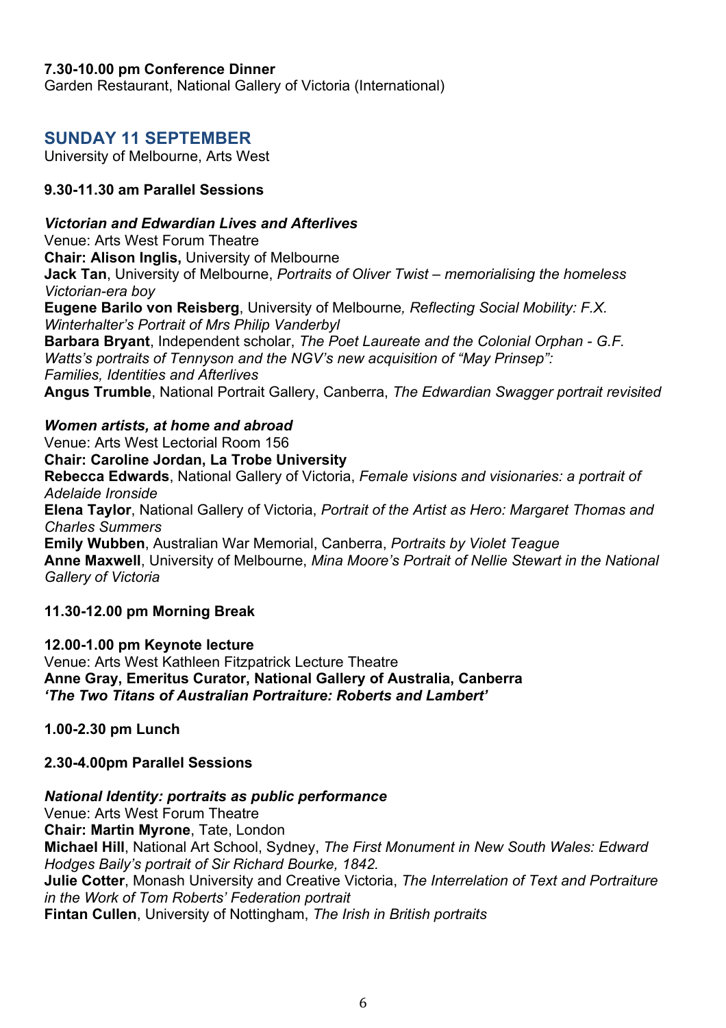**7.30-10.00 pm Conference Dinner**
Garden Restaurant, National Gallery of Victoria (International)

## SUNDAY 11 SEPTEMBER

University of Melbourne, Arts West

**9.30-11.30 am Parallel Sessions**

***Victorian and Edwardian Lives and Afterlives***
Venue: Arts West Forum Theatre
**Chair: Alison Inglis,** University of Melbourne
**Jack Tan**, University of Melbourne, *Portraits of Oliver Twist – memorialising the homeless Victorian-era boy*
**Eugene Barilo von Reisberg**, University of Melbourne*, Reflecting Social Mobility: F.X. Winterhalter's Portrait of Mrs Philip Vanderbyl*
**Barbara Bryant**, Independent scholar, *The Poet Laureate and the Colonial Orphan - G.F. Watts's portraits of Tennyson and the NGV's new acquisition of "May Prinsep": Families, Identities and Afterlives*
**Angus Trumble**, National Portrait Gallery, Canberra, *The Edwardian Swagger portrait revisited*

***Women artists, at home and abroad***
Venue: Arts West Lectorial Room 156
**Chair: Caroline Jordan, La Trobe University**
**Rebecca Edwards**, National Gallery of Victoria, *Female visions and visionaries: a portrait of Adelaide Ironside*
**Elena Taylor**, National Gallery of Victoria, *Portrait of the Artist as Hero: Margaret Thomas and Charles Summers*
**Emily Wubben**, Australian War Memorial, Canberra, *Portraits by Violet Teague*
**Anne Maxwell**, University of Melbourne, *Mina Moore's Portrait of Nellie Stewart in the National Gallery of Victoria*

**11.30-12.00 pm Morning Break**

**12.00-1.00 pm Keynote lecture**
Venue: Arts West Kathleen Fitzpatrick Lecture Theatre
**Anne Gray, Emeritus Curator, National Gallery of Australia, Canberra**
***'The Two Titans of Australian Portraiture: Roberts and Lambert'***

**1.00-2.30 pm Lunch**

**2.30-4.00pm Parallel Sessions**

***National Identity: portraits as public performance***
Venue: Arts West Forum Theatre
**Chair: Martin Myrone**, Tate, London
**Michael Hill**, National Art School, Sydney, *The First Monument in New South Wales: Edward Hodges Baily's portrait of Sir Richard Bourke, 1842.*
**Julie Cotter**, Monash University and Creative Victoria, *The Interrelation of Text and Portraiture in the Work of Tom Roberts' Federation portrait*
**Fintan Cullen**, University of Nottingham, *The Irish in British portraits*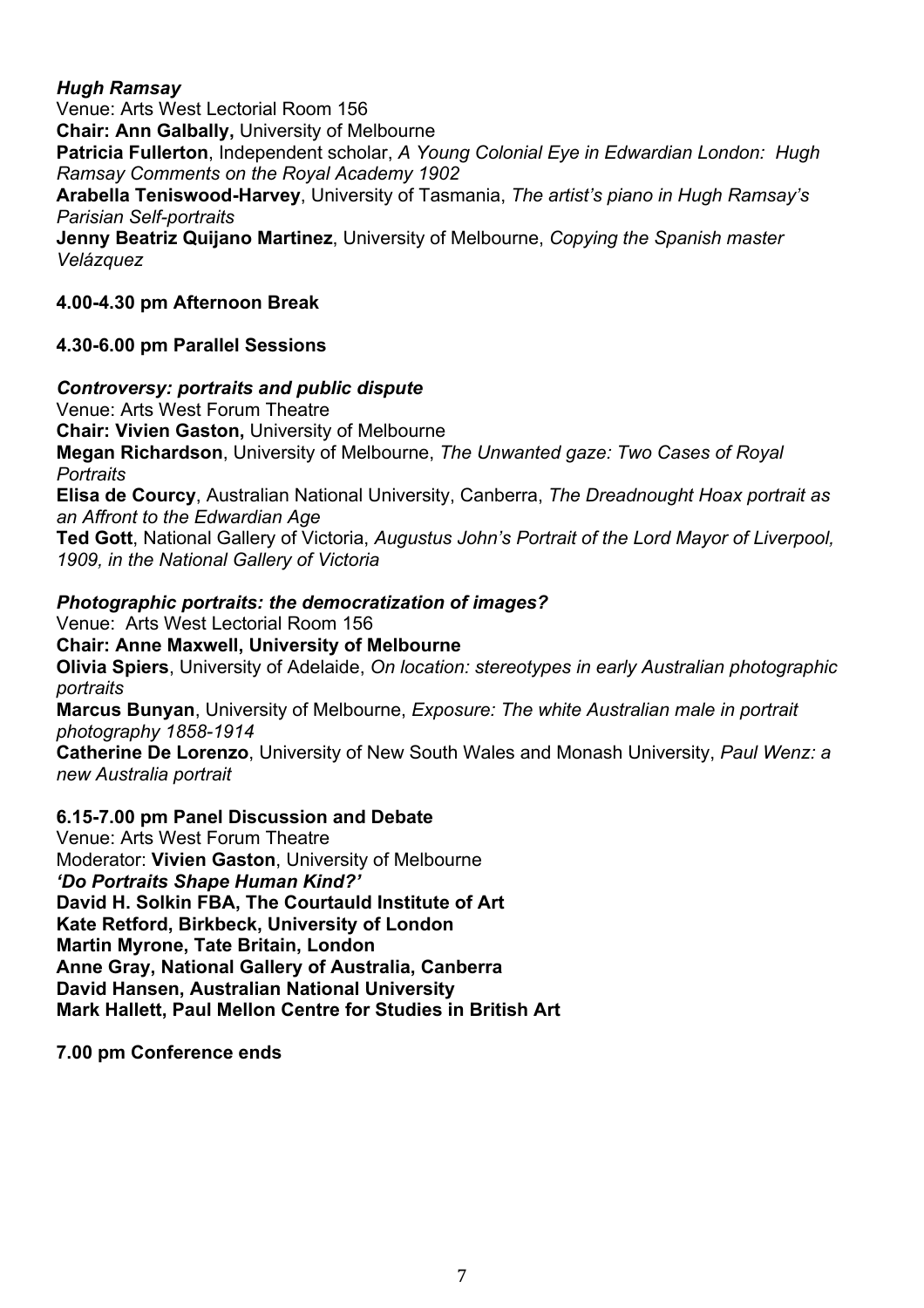***Hugh Ramsay***
Venue: Arts West Lectorial Room 156
**Chair: Ann Galbally,** University of Melbourne
**Patricia Fullerton**, Independent scholar, *A Young Colonial Eye in Edwardian London: Hugh Ramsay Comments on the Royal Academy 1902*
**Arabella Teniswood-Harvey**, University of Tasmania, *The artist's piano in Hugh Ramsay's Parisian Self-portraits*
**Jenny Beatriz Quijano Martinez**, University of Melbourne, *Copying the Spanish master Velázquez*

**4.00-4.30 pm Afternoon Break**

**4.30-6.00 pm Parallel Sessions**

***Controversy: portraits and public dispute***
Venue: Arts West Forum Theatre
**Chair: Vivien Gaston,** University of Melbourne
**Megan Richardson**, University of Melbourne, *The Unwanted gaze: Two Cases of Royal Portraits*
**Elisa de Courcy**, Australian National University, Canberra, *The Dreadnought Hoax portrait as an Affront to the Edwardian Age*
**Ted Gott**, National Gallery of Victoria, *Augustus John's Portrait of the Lord Mayor of Liverpool, 1909, in the National Gallery of Victoria*

***Photographic portraits: the democratization of images?***
Venue: Arts West Lectorial Room 156
**Chair: Anne Maxwell, University of Melbourne**
**Olivia Spiers**, University of Adelaide, *On location: stereotypes in early Australian photographic portraits*
**Marcus Bunyan**, University of Melbourne, *Exposure: The white Australian male in portrait photography 1858-1914*
**Catherine De Lorenzo**, University of New South Wales and Monash University, *Paul Wenz: a new Australia portrait*

**6.15-7.00 pm Panel Discussion and Debate**
Venue: Arts West Forum Theatre
Moderator: **Vivien Gaston**, University of Melbourne
***'Do Portraits Shape Human Kind?'***
**David H. Solkin FBA, The Courtauld Institute of Art**
**Kate Retford, Birkbeck, University of London**
**Martin Myrone, Tate Britain, London**
**Anne Gray, National Gallery of Australia, Canberra**
**David Hansen, Australian National University**
**Mark Hallett, Paul Mellon Centre for Studies in British Art**

**7.00 pm Conference ends**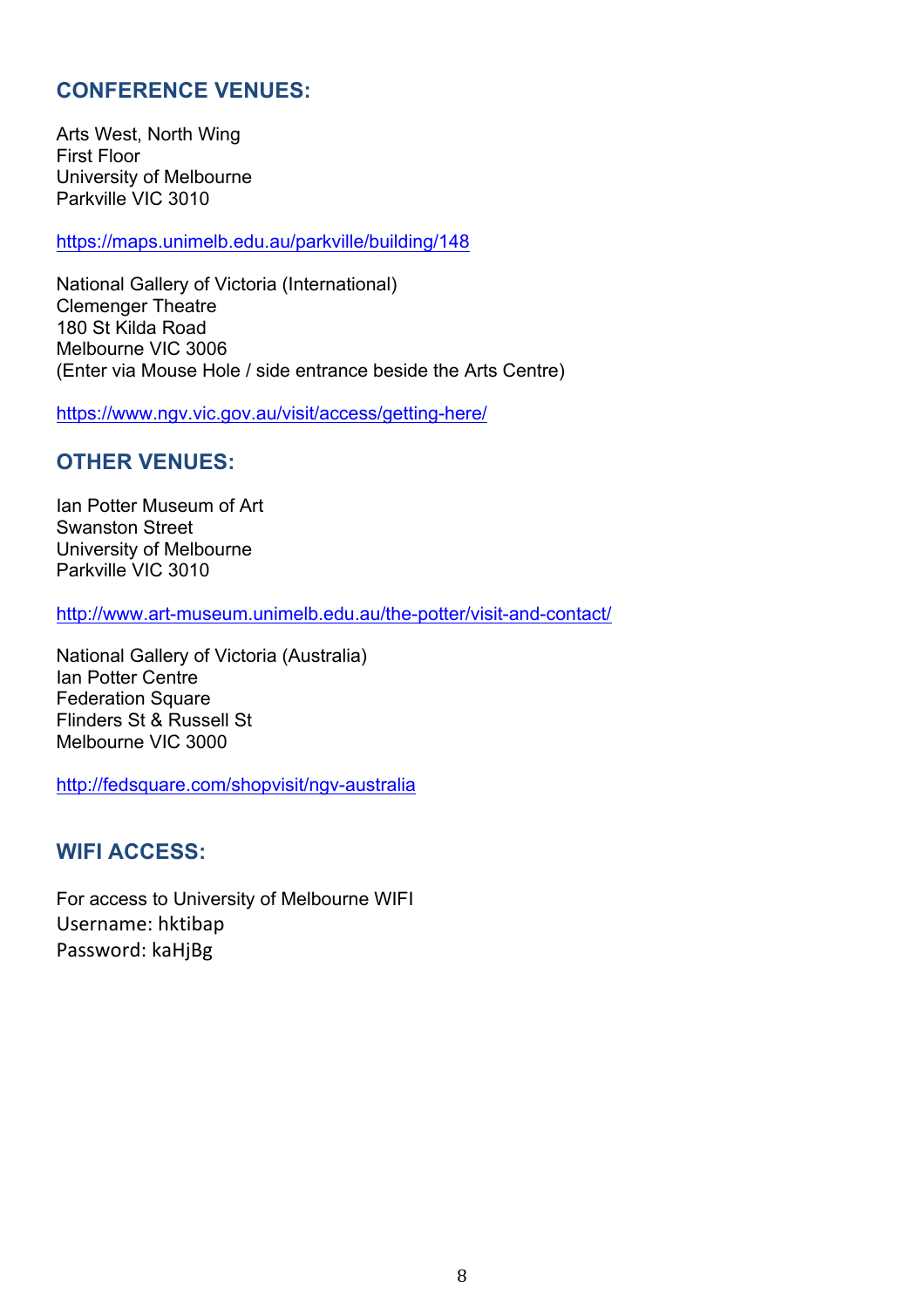## CONFERENCE VENUES:

Arts West, North Wing
First Floor
University of Melbourne
Parkville VIC 3010

https://maps.unimelb.edu.au/parkville/building/148

National Gallery of Victoria (International)
Clemenger Theatre
180 St Kilda Road
Melbourne VIC 3006
(Enter via Mouse Hole / side entrance beside the Arts Centre)

https://www.ngv.vic.gov.au/visit/access/getting-here/

## OTHER VENUES:

Ian Potter Museum of Art
Swanston Street
University of Melbourne
Parkville VIC 3010

http://www.art-museum.unimelb.edu.au/the-potter/visit-and-contact/

National Gallery of Victoria (Australia)
Ian Potter Centre
Federation Square
Flinders St & Russell St
Melbourne VIC 3000

http://fedsquare.com/shopvisit/ngv-australia

## WIFI ACCESS:

For access to University of Melbourne WIFI
Username: hktibap
Password: kaHjBg